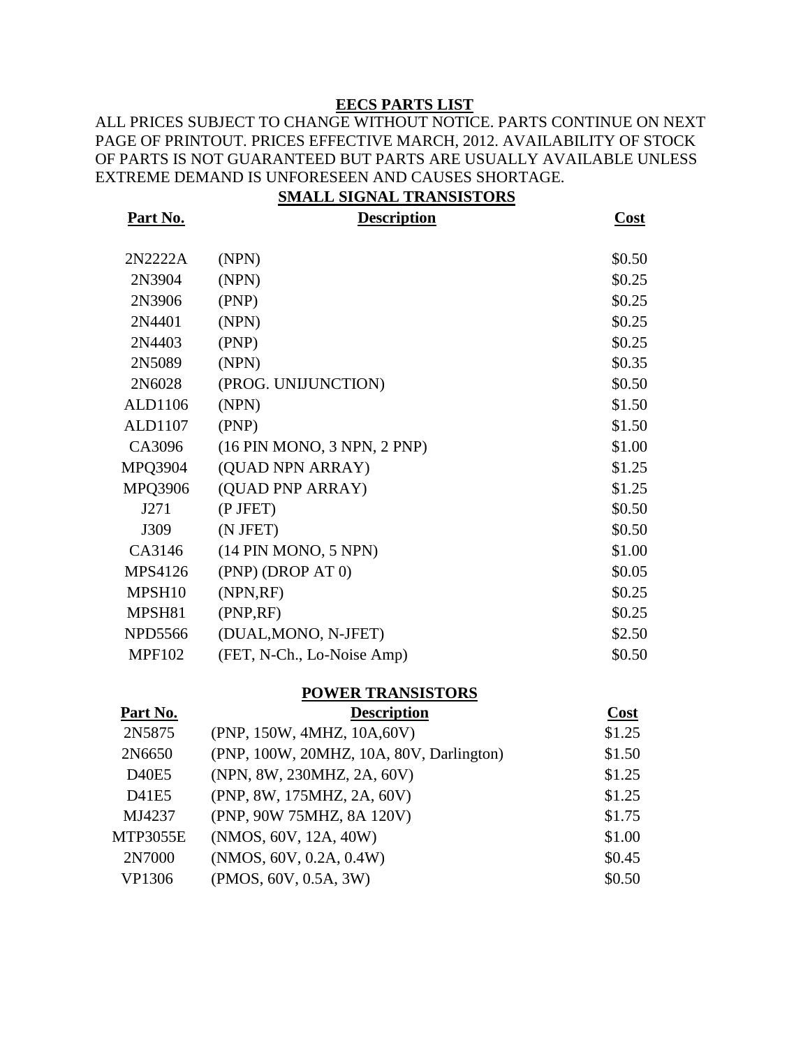# EECS PARTS LIST

ALL PRICES SUBJECT TO CHANGE WITHOUT NOTICE. PARTS CONTINUE ON NEXT PAGE OF PRINTOUT. PRICES EFFECTIVE MARCH, 2012. AVAILABILITY OF STOCK OF PARTS IS NOT GUARANTEED BUT PARTS ARE USUALLY AVAILABLE UNLESS EXTREME DEMAND IS UNFORESEEN AND CAUSES SHORTAGE.

## SMALL SIGNAL TRANSISTORS

| Part No. | Description | Cost |
|---|---|---|
| 2N2222A | (NPN) | $0.50 |
| 2N3904 | (NPN) | $0.25 |
| 2N3906 | (PNP) | $0.25 |
| 2N4401 | (NPN) | $0.25 |
| 2N4403 | (PNP) | $0.25 |
| 2N5089 | (NPN) | $0.35 |
| 2N6028 | (PROG. UNIJUNCTION) | $0.50 |
| ALD1106 | (NPN) | $1.50 |
| ALD1107 | (PNP) | $1.50 |
| CA3096 | (16 PIN MONO, 3 NPN, 2 PNP) | $1.00 |
| MPQ3904 | (QUAD NPN ARRAY) | $1.25 |
| MPQ3906 | (QUAD PNP ARRAY) | $1.25 |
| J271 | (P JFET) | $0.50 |
| J309 | (N JFET) | $0.50 |
| CA3146 | (14 PIN MONO, 5 NPN) | $1.00 |
| MPS4126 | (PNP) (DROP AT 0) | $0.05 |
| MPSH10 | (NPN,RF) | $0.25 |
| MPSH81 | (PNP,RF) | $0.25 |
| NPD5566 | (DUAL,MONO, N-JFET) | $2.50 |
| MPF102 | (FET, N-Ch., Lo-Noise Amp) | $0.50 |

## POWER TRANSISTORS

| Part No. | Description | Cost |
|---|---|---|
| 2N5875 | (PNP, 150W, 4MHZ, 10A,60V) | $1.25 |
| 2N6650 | (PNP, 100W, 20MHZ, 10A, 80V, Darlington) | $1.50 |
| D40E5 | (NPN, 8W, 230MHZ, 2A, 60V) | $1.25 |
| D41E5 | (PNP, 8W, 175MHZ, 2A, 60V) | $1.25 |
| MJ4237 | (PNP, 90W 75MHZ, 8A 120V) | $1.75 |
| MTP3055E | (NMOS, 60V, 12A, 40W) | $1.00 |
| 2N7000 | (NMOS, 60V, 0.2A, 0.4W) | $0.45 |
| VP1306 | (PMOS, 60V, 0.5A, 3W) | $0.50 |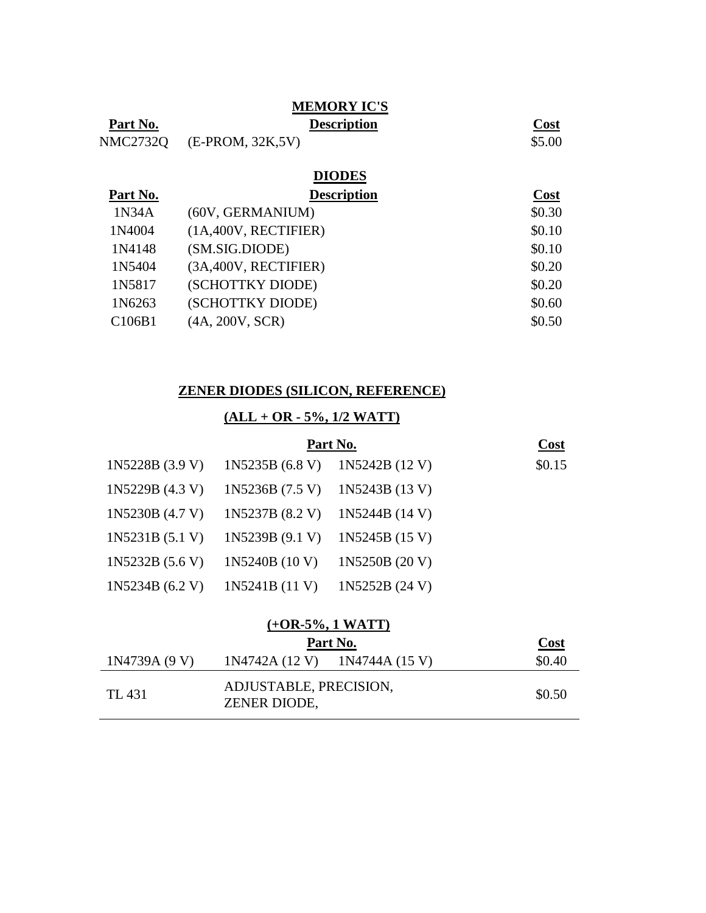## MEMORY IC'S

| Part No. | Description | Cost |
|---|---|---|
| NMC2732Q | (E-PROM, 32K,5V) | $5.00 |

## DIODES

| Part No. | Description | Cost |
|---|---|---|
| 1N34A | (60V, GERMANIUM) | $0.30 |
| 1N4004 | (1A,400V, RECTIFIER) | $0.10 |
| 1N4148 | (SM.SIG.DIODE) | $0.10 |
| 1N5404 | (3A,400V, RECTIFIER) | $0.20 |
| 1N5817 | (SCHOTTKY DIODE) | $0.20 |
| 1N6263 | (SCHOTTKY DIODE) | $0.60 |
| C106B1 | (4A, 200V, SCR) | $0.50 |

## ZENER DIODES (SILICON, REFERENCE)

### (ALL + OR - 5%, 1/2 WATT)

| Part No. | | | Cost |
|---|---|---|---|
| 1N5228B (3.9 V) | 1N5235B (6.8 V) | 1N5242B (12 V) | $0.15 |
| 1N5229B (4.3 V) | 1N5236B (7.5 V) | 1N5243B (13 V) | |
| 1N5230B (4.7 V) | 1N5237B (8.2 V) | 1N5244B (14 V) | |
| 1N5231B (5.1 V) | 1N5239B (9.1 V) | 1N5245B (15 V) | |
| 1N5232B (5.6 V) | 1N5240B (10 V) | 1N5250B (20 V) | |
| 1N5234B (6.2 V) | 1N5241B (11 V) | 1N5252B (24 V) | |

### (+OR-5%, 1 WATT)

| Part No. | | | Cost |
|---|---|---|---|
| 1N4739A (9 V) | 1N4742A (12 V) | 1N4744A (15 V) | $0.40 |
| TL 431 | ADJUSTABLE, PRECISION, ZENER DIODE, | | $0.50 |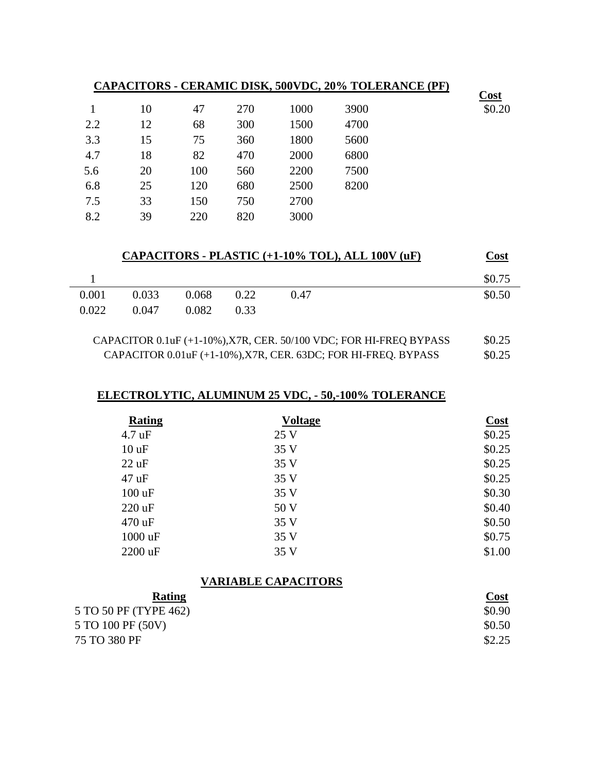## CAPACITORS - CERAMIC DISK, 500VDC, 20% TOLERANCE (PF)

| | | | | | | Cost |
|---|---|---|---|---|---|---|
| 1 | 10 | 47 | 270 | 1000 | 3900 | $0.20 |
| 2.2 | 12 | 68 | 300 | 1500 | 4700 | |
| 3.3 | 15 | 75 | 360 | 1800 | 5600 | |
| 4.7 | 18 | 82 | 470 | 2000 | 6800 | |
| 5.6 | 20 | 100 | 560 | 2200 | 7500 | |
| 6.8 | 25 | 120 | 680 | 2500 | 8200 | |
| 7.5 | 33 | 150 | 750 | 2700 | | |
| 8.2 | 39 | 220 | 820 | 3000 | | |

## CAPACITORS - PLASTIC (+1-10% TOL), ALL 100V (uF)

| | | | | | Cost |
|---|---|---|---|---|---|
| 1 | | | | | $0.75 |
| 0.001 | 0.033 | 0.068 | 0.22 | 0.47 | $0.50 |
| 0.022 | 0.047 | 0.082 | 0.33 | | |

| | Cost |
|---|---|
| CAPACITOR 0.1uF (+1-10%),X7R, CER. 50/100 VDC; FOR HI-FREQ BYPASS | $0.25 |
| CAPACITOR 0.01uF (+1-10%),X7R, CER. 63DC; FOR HI-FREQ. BYPASS | $0.25 |

## ELECTROLYTIC, ALUMINUM 25 VDC, - 50,-100% TOLERANCE

| Rating | Voltage | Cost |
|---|---|---|
| 4.7 uF | 25 V | $0.25 |
| 10 uF | 35 V | $0.25 |
| 22 uF | 35 V | $0.25 |
| 47 uF | 35 V | $0.25 |
| 100 uF | 35 V | $0.30 |
| 220 uF | 50 V | $0.40 |
| 470 uF | 35 V | $0.50 |
| 1000 uF | 35 V | $0.75 |
| 2200 uF | 35 V | $1.00 |

## VARIABLE CAPACITORS

| Rating | Cost |
|---|---|
| 5 TO 50 PF (TYPE 462) | $0.90 |
| 5 TO 100 PF (50V) | $0.50 |
| 75 TO 380 PF | $2.25 |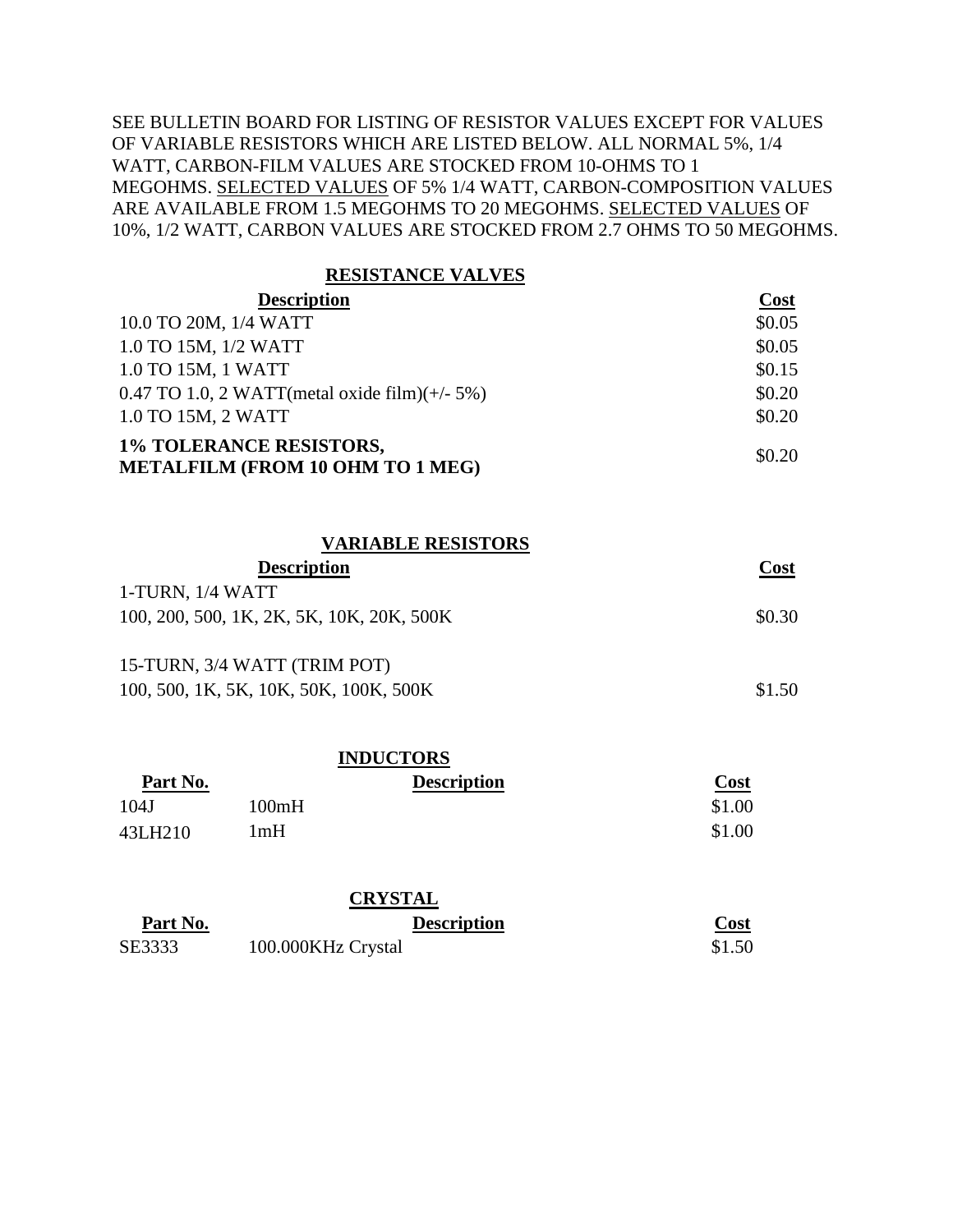SEE BULLETIN BOARD FOR LISTING OF RESISTOR VALUES EXCEPT FOR VALUES OF VARIABLE RESISTORS WHICH ARE LISTED BELOW. ALL NORMAL 5%, 1/4 WATT, CARBON-FILM VALUES ARE STOCKED FROM 10-OHMS TO 1 MEGOHMS. SELECTED VALUES OF 5% 1/4 WATT, CARBON-COMPOSITION VALUES ARE AVAILABLE FROM 1.5 MEGOHMS TO 20 MEGOHMS. SELECTED VALUES OF 10%, 1/2 WATT, CARBON VALUES ARE STOCKED FROM 2.7 OHMS TO 50 MEGOHMS.

## RESISTANCE VALVES

| Description | Cost |
|---|---|
| 10.0 TO 20M, 1/4 WATT | $0.05 |
| 1.0 TO 15M, 1/2 WATT | $0.05 |
| 1.0 TO 15M, 1 WATT | $0.15 |
| 0.47 TO 1.0, 2 WATT(metal oxide film)(+/- 5%) | $0.20 |
| 1.0 TO 15M, 2 WATT | $0.20 |
| **1% TOLERANCE RESISTORS, METALFILM (FROM 10 OHM TO 1 MEG)** | $0.20 |

## VARIABLE RESISTORS

| Description | Cost |
|---|---|
| 1-TURN, 1/4 WATT | |
| 100, 200, 500, 1K, 2K, 5K, 10K, 20K, 500K | $0.30 |
| 15-TURN, 3/4 WATT (TRIM POT) | |
| 100, 500, 1K, 5K, 10K, 50K, 100K, 500K | $1.50 |

## INDUCTORS

| Part No. | Description | Cost |
|---|---|---|
| 104J | 100mH | $1.00 |
| 43LH210 | 1mH | $1.00 |

## CRYSTAL

| Part No. | Description | Cost |
|---|---|---|
| SE3333 | 100.000KHz Crystal | $1.50 |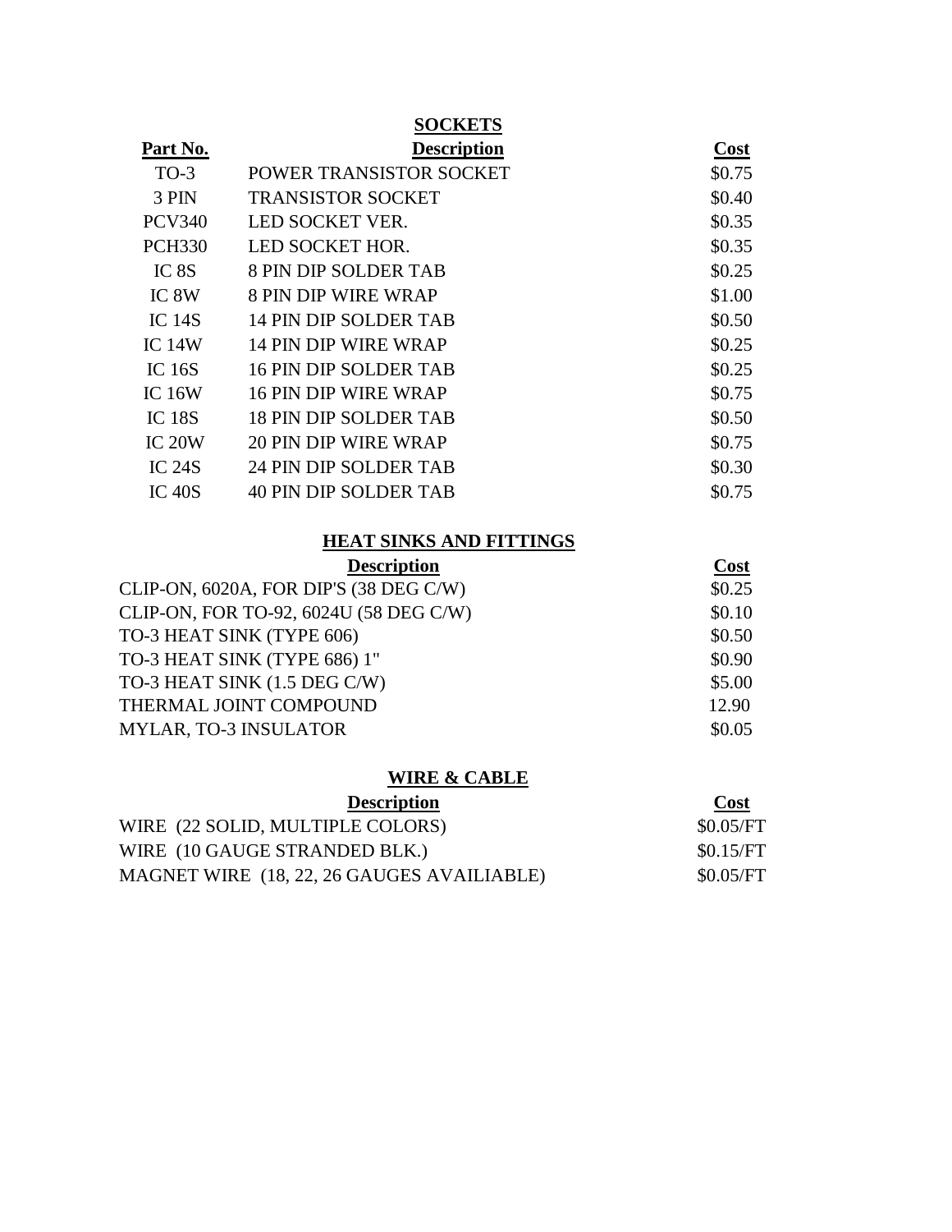## SOCKETS

| Part No. | Description | Cost |
|---|---|---|
| TO-3 | POWER TRANSISTOR SOCKET | $0.75 |
| 3 PIN | TRANSISTOR SOCKET | $0.40 |
| PCV340 | LED SOCKET VER. | $0.35 |
| PCH330 | LED SOCKET HOR. | $0.35 |
| IC 8S | 8 PIN DIP SOLDER TAB | $0.25 |
| IC 8W | 8 PIN DIP WIRE WRAP | $1.00 |
| IC 14S | 14 PIN DIP SOLDER TAB | $0.50 |
| IC 14W | 14 PIN DIP WIRE WRAP | $0.25 |
| IC 16S | 16 PIN DIP SOLDER TAB | $0.25 |
| IC 16W | 16 PIN DIP WIRE WRAP | $0.75 |
| IC 18S | 18 PIN DIP SOLDER TAB | $0.50 |
| IC 20W | 20 PIN DIP WIRE WRAP | $0.75 |
| IC 24S | 24 PIN DIP SOLDER TAB | $0.30 |
| IC 40S | 40 PIN DIP SOLDER TAB | $0.75 |

## HEAT SINKS AND FITTINGS

| Description | Cost |
|---|---|
| CLIP-ON, 6020A, FOR DIP'S (38 DEG C/W) | $0.25 |
| CLIP-ON, FOR TO-92, 6024U (58 DEG C/W) | $0.10 |
| TO-3 HEAT SINK (TYPE 606) | $0.50 |
| TO-3 HEAT SINK (TYPE 686) 1" | $0.90 |
| TO-3 HEAT SINK (1.5 DEG C/W) | $5.00 |
| THERMAL JOINT COMPOUND | 12.90 |
| MYLAR, TO-3 INSULATOR | $0.05 |

## WIRE & CABLE

| Description | Cost |
|---|---|
| WIRE (22 SOLID, MULTIPLE COLORS) | $0.05/FT |
| WIRE (10 GAUGE STRANDED BLK.) | $0.15/FT |
| MAGNET WIRE (18, 22, 26 GAUGES AVAILIABLE) | $0.05/FT |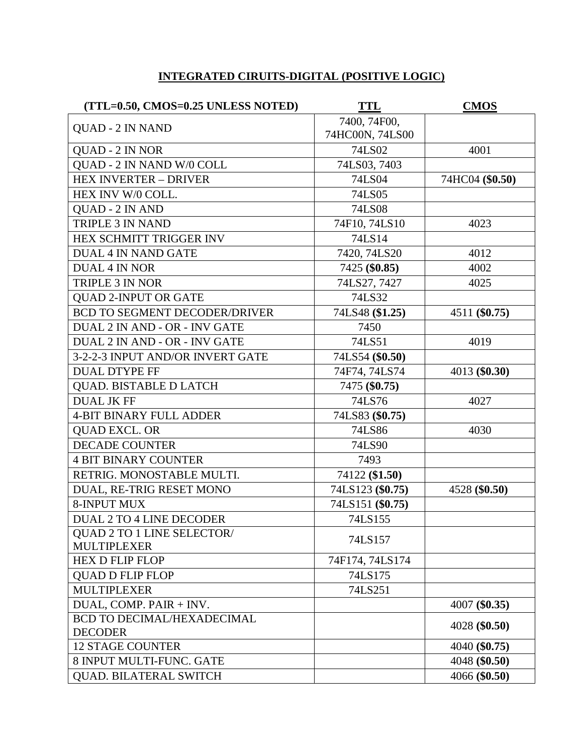## INTEGRATED CIRUITS-DIGITAL (POSITIVE LOGIC)

| (TTL=0.50, CMOS=0.25 UNLESS NOTED) | TTL | CMOS |
|---|---|---|
| QUAD - 2 IN NAND | 7400, 74F00, 74HC00N, 74LS00 | |
| QUAD - 2 IN NOR | 74LS02 | 4001 |
| QUAD - 2 IN NAND W/0 COLL | 74LS03, 7403 | |
| HEX INVERTER – DRIVER | 74LS04 | 74HC04 **($0.50)** |
| HEX INV W/0 COLL. | 74LS05 | |
| QUAD - 2 IN AND | 74LS08 | |
| TRIPLE 3 IN NAND | 74F10, 74LS10 | 4023 |
| HEX SCHMITT TRIGGER INV | 74LS14 | |
| DUAL 4 IN NAND GATE | 7420, 74LS20 | 4012 |
| DUAL 4 IN NOR | 7425 **($0.85)** | 4002 |
| TRIPLE 3 IN NOR | 74LS27, 7427 | 4025 |
| QUAD 2-INPUT OR GATE | 74LS32 | |
| BCD TO SEGMENT DECODER/DRIVER | 74LS48 **($1.25)** | 4511 **($0.75)** |
| DUAL 2 IN AND - OR - INV GATE | 7450 | |
| DUAL 2 IN AND - OR - INV GATE | 74LS51 | 4019 |
| 3-2-2-3 INPUT AND/OR INVERT GATE | 74LS54 **($0.50)** | |
| DUAL DTYPE FF | 74F74, 74LS74 | 4013 **($0.30)** |
| QUAD. BISTABLE D LATCH | 7475 **($0.75)** | |
| DUAL JK FF | 74LS76 | 4027 |
| 4-BIT BINARY FULL ADDER | 74LS83 **($0.75)** | |
| QUAD EXCL. OR | 74LS86 | 4030 |
| DECADE COUNTER | 74LS90 | |
| 4 BIT BINARY COUNTER | 7493 | |
| RETRIG. MONOSTABLE MULTI. | 74122 **($1.50)** | |
| DUAL, RE-TRIG RESET MONO | 74LS123 **($0.75)** | 4528 **($0.50)** |
| 8-INPUT MUX | 74LS151 **($0.75)** | |
| DUAL 2 TO 4 LINE DECODER | 74LS155 | |
| QUAD 2 TO 1 LINE SELECTOR/ MULTIPLEXER | 74LS157 | |
| HEX D FLIP FLOP | 74F174, 74LS174 | |
| QUAD D FLIP FLOP | 74LS175 | |
| MULTIPLEXER | 74LS251 | |
| DUAL, COMP. PAIR + INV. | | 4007 **($0.35)** |
| BCD TO DECIMAL/HEXADECIMAL DECODER | | 4028 **($0.50)** |
| 12 STAGE COUNTER | | 4040 **($0.75)** |
| 8 INPUT MULTI-FUNC. GATE | | 4048 **($0.50)** |
| QUAD. BILATERAL SWITCH | | 4066 **($0.50)** |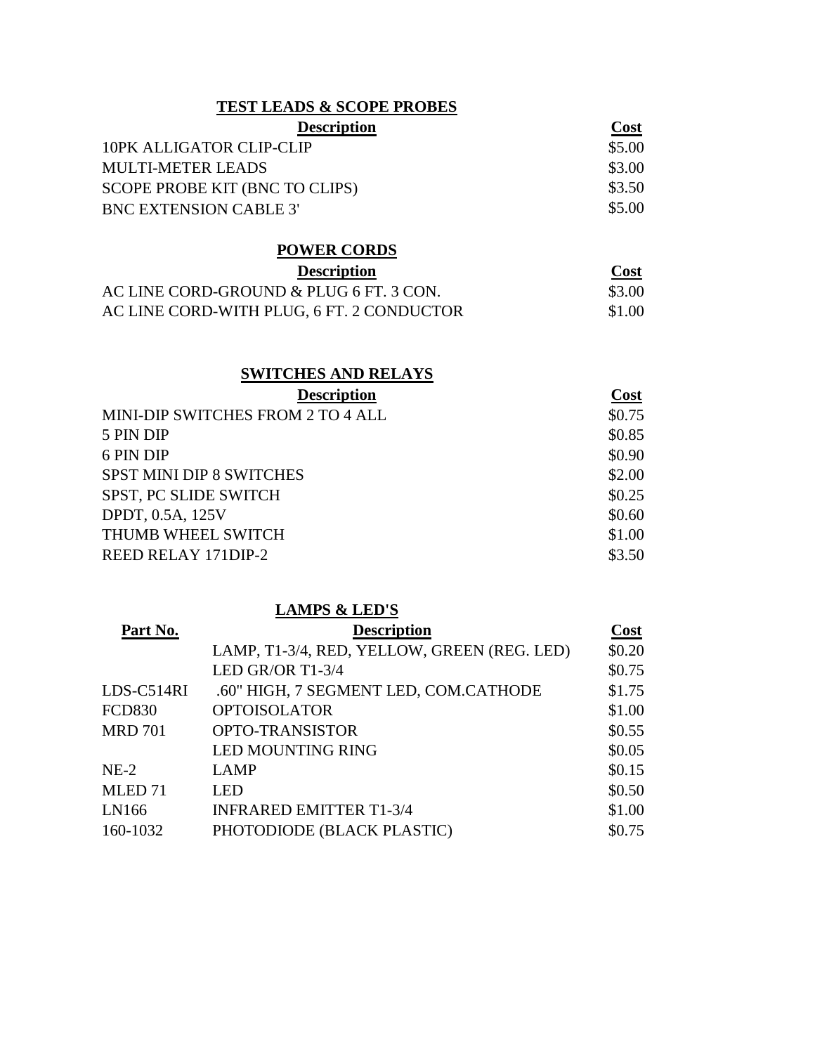## TEST LEADS & SCOPE PROBES

| Description | Cost |
| --- | --- |
| 10PK ALLIGATOR CLIP-CLIP | $5.00 |
| MULTI-METER LEADS | $3.00 |
| SCOPE PROBE KIT (BNC TO CLIPS) | $3.50 |
| BNC EXTENSION CABLE 3' | $5.00 |

## POWER CORDS

| Description | Cost |
| --- | --- |
| AC LINE CORD-GROUND & PLUG 6 FT. 3 CON. | $3.00 |
| AC LINE CORD-WITH PLUG, 6 FT. 2 CONDUCTOR | $1.00 |

## SWITCHES AND RELAYS

| Description | Cost |
| --- | --- |
| MINI-DIP SWITCHES FROM 2 TO 4 ALL | $0.75 |
| 5 PIN DIP | $0.85 |
| 6 PIN DIP | $0.90 |
| SPST MINI DIP 8 SWITCHES | $2.00 |
| SPST, PC SLIDE SWITCH | $0.25 |
| DPDT, 0.5A, 125V | $0.60 |
| THUMB WHEEL SWITCH | $1.00 |
| REED RELAY 171DIP-2 | $3.50 |

## LAMPS & LED'S

| Part No. | Description | Cost |
| --- | --- | --- |
| | LAMP, T1-3/4, RED, YELLOW, GREEN (REG. LED) | $0.20 |
| | LED GR/OR T1-3/4 | $0.75 |
| LDS-C514RI | .60" HIGH, 7 SEGMENT LED, COM.CATHODE | $1.75 |
| FCD830 | OPTOISOLATOR | $1.00 |
| MRD 701 | OPTO-TRANSISTOR | $0.55 |
| | LED MOUNTING RING | $0.05 |
| NE-2 | LAMP | $0.15 |
| MLED 71 | LED | $0.50 |
| LN166 | INFRARED EMITTER T1-3/4 | $1.00 |
| 160-1032 | PHOTODIODE (BLACK PLASTIC) | $0.75 |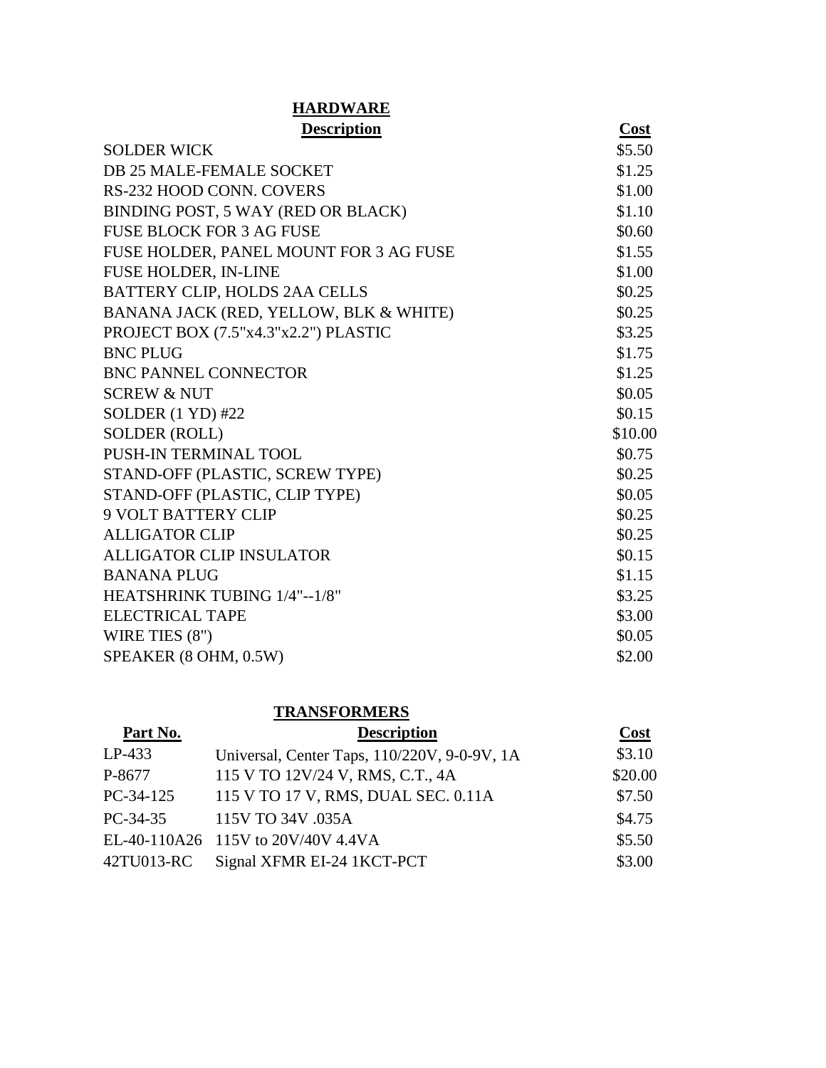## HARDWARE

| Description | Cost |
|---|---|
| SOLDER WICK | $5.50 |
| DB 25 MALE-FEMALE SOCKET | $1.25 |
| RS-232 HOOD CONN. COVERS | $1.00 |
| BINDING POST, 5 WAY (RED OR BLACK) | $1.10 |
| FUSE BLOCK FOR 3 AG FUSE | $0.60 |
| FUSE HOLDER, PANEL MOUNT FOR 3 AG FUSE | $1.55 |
| FUSE HOLDER, IN-LINE | $1.00 |
| BATTERY CLIP, HOLDS 2AA CELLS | $0.25 |
| BANANA JACK (RED, YELLOW, BLK & WHITE) | $0.25 |
| PROJECT BOX (7.5"x4.3"x2.2") PLASTIC | $3.25 |
| BNC PLUG | $1.75 |
| BNC PANNEL CONNECTOR | $1.25 |
| SCREW & NUT | $0.05 |
| SOLDER (1 YD) #22 | $0.15 |
| SOLDER (ROLL) | $10.00 |
| PUSH-IN TERMINAL TOOL | $0.75 |
| STAND-OFF (PLASTIC, SCREW TYPE) | $0.25 |
| STAND-OFF (PLASTIC, CLIP TYPE) | $0.05 |
| 9 VOLT BATTERY CLIP | $0.25 |
| ALLIGATOR CLIP | $0.25 |
| ALLIGATOR CLIP INSULATOR | $0.15 |
| BANANA PLUG | $1.15 |
| HEATSHRINK TUBING 1/4"--1/8" | $3.25 |
| ELECTRICAL TAPE | $3.00 |
| WIRE TIES (8") | $0.05 |
| SPEAKER (8 OHM, 0.5W) | $2.00 |

## TRANSFORMERS

| Part No. | Description | Cost |
|---|---|---|
| LP-433 | Universal, Center Taps, 110/220V, 9-0-9V, 1A | $3.10 |
| P-8677 | 115 V TO 12V/24 V, RMS, C.T., 4A | $20.00 |
| PC-34-125 | 115 V TO 17 V, RMS, DUAL SEC. 0.11A | $7.50 |
| PC-34-35 | 115V TO 34V .035A | $4.75 |
| EL-40-110A26 | 115V to 20V/40V 4.4VA | $5.50 |
| 42TU013-RC | Signal XFMR EI-24 1KCT-PCT | $3.00 |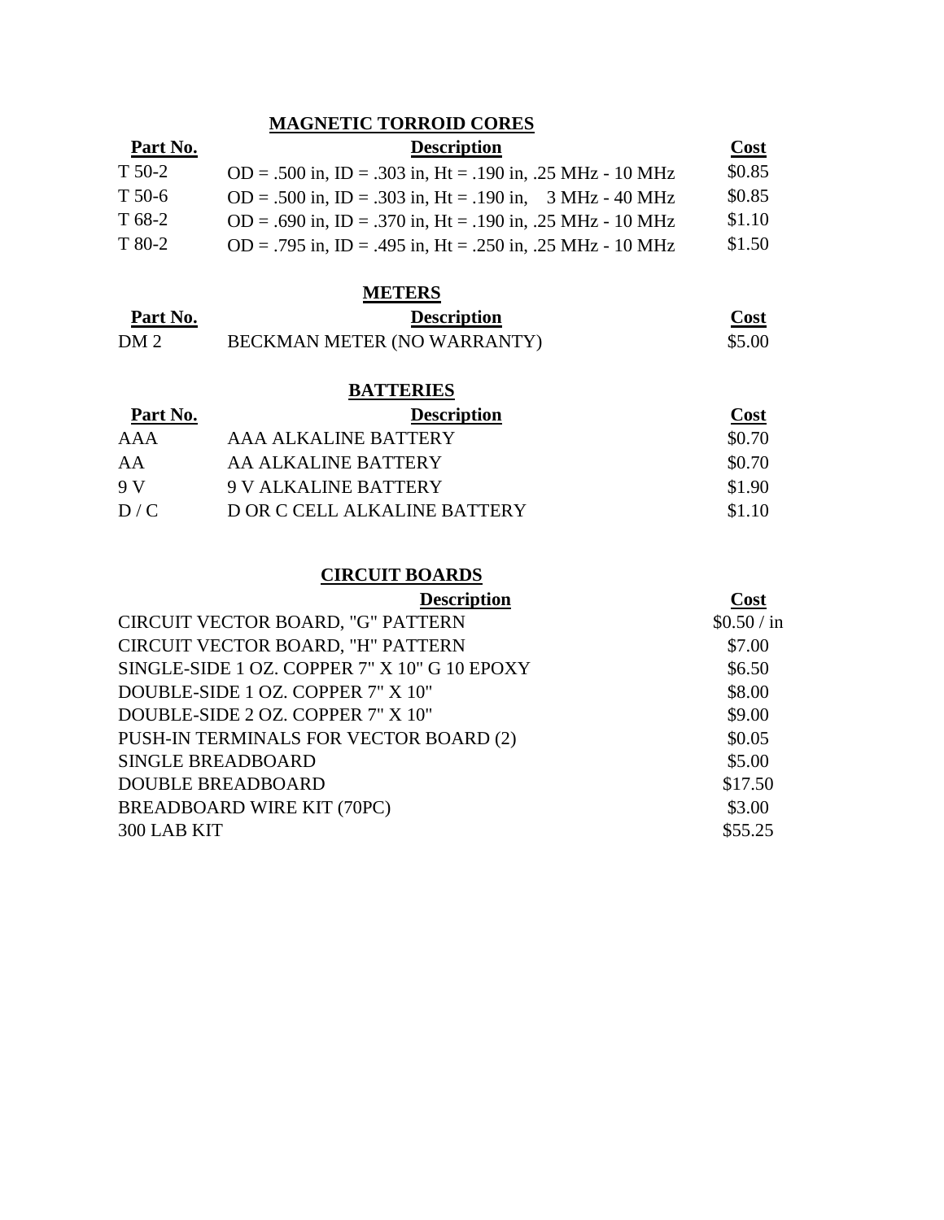## MAGNETIC TORROID CORES

| Part No. | Description | Cost |
|---|---|---|
| T 50-2 | OD = .500 in, ID = .303 in, Ht = .190 in, .25 MHz - 10 MHz | $0.85 |
| T 50-6 | OD = .500 in, ID = .303 in, Ht = .190 in, 3 MHz - 40 MHz | $0.85 |
| T 68-2 | OD = .690 in, ID = .370 in, Ht = .190 in, .25 MHz - 10 MHz | $1.10 |
| T 80-2 | OD = .795 in, ID = .495 in, Ht = .250 in, .25 MHz - 10 MHz | $1.50 |

## METERS

| Part No. | Description | Cost |
|---|---|---|
| DM 2 | BECKMAN METER (NO WARRANTY) | $5.00 |

## BATTERIES

| Part No. | Description | Cost |
|---|---|---|
| AAA | AAA ALKALINE BATTERY | $0.70 |
| AA | AA ALKALINE BATTERY | $0.70 |
| 9 V | 9 V ALKALINE BATTERY | $1.90 |
| D / C | D OR C CELL ALKALINE BATTERY | $1.10 |

## CIRCUIT BOARDS

| Description | Cost |
|---|---|
| CIRCUIT VECTOR BOARD, "G" PATTERN | $0.50 / in |
| CIRCUIT VECTOR BOARD, "H" PATTERN | $7.00 |
| SINGLE-SIDE 1 OZ. COPPER 7" X 10" G 10 EPOXY | $6.50 |
| DOUBLE-SIDE 1 OZ. COPPER 7" X 10" | $8.00 |
| DOUBLE-SIDE 2 OZ. COPPER 7" X 10" | $9.00 |
| PUSH-IN TERMINALS FOR VECTOR BOARD (2) | $0.05 |
| SINGLE BREADBOARD | $5.00 |
| DOUBLE BREADBOARD | $17.50 |
| BREADBOARD WIRE KIT (70PC) | $3.00 |
| 300 LAB KIT | $55.25 |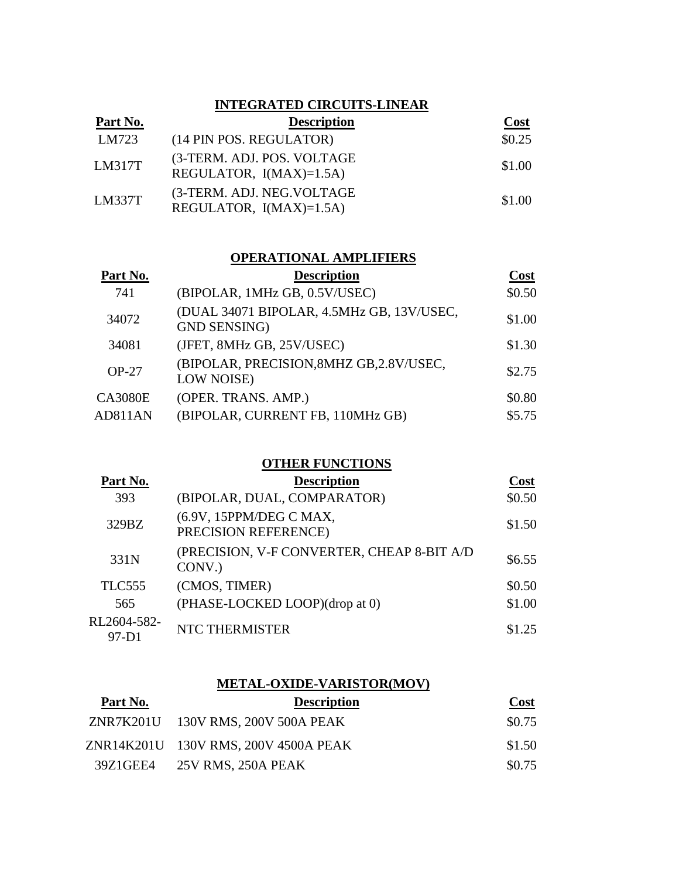## INTEGRATED CIRCUITS-LINEAR

| Part No. | Description | Cost |
|---|---|---|
| LM723 | (14 PIN POS. REGULATOR) | $0.25 |
| LM317T | (3-TERM. ADJ. POS. VOLTAGE REGULATOR, I(MAX)=1.5A) | $1.00 |
| LM337T | (3-TERM. ADJ. NEG.VOLTAGE REGULATOR, I(MAX)=1.5A) | $1.00 |

## OPERATIONAL AMPLIFIERS

| Part No. | Description | Cost |
|---|---|---|
| 741 | (BIPOLAR, 1MHz GB, 0.5V/USEC) | $0.50 |
| 34072 | (DUAL 34071 BIPOLAR, 4.5MHz GB, 13V/USEC, GND SENSING) | $1.00 |
| 34081 | (JFET, 8MHz GB, 25V/USEC) | $1.30 |
| OP-27 | (BIPOLAR, PRECISION,8MHZ GB,2.8V/USEC, LOW NOISE) | $2.75 |
| CA3080E | (OPER. TRANS. AMP.) | $0.80 |
| AD811AN | (BIPOLAR, CURRENT FB, 110MHz GB) | $5.75 |

## OTHER FUNCTIONS

| Part No. | Description | Cost |
|---|---|---|
| 393 | (BIPOLAR, DUAL, COMPARATOR) | $0.50 |
| 329BZ | (6.9V, 15PPM/DEG C MAX, PRECISION REFERENCE) | $1.50 |
| 331N | (PRECISION, V-F CONVERTER, CHEAP 8-BIT A/D CONV.) | $6.55 |
| TLC555 | (CMOS, TIMER) | $0.50 |
| 565 | (PHASE-LOCKED LOOP)(drop at 0) | $1.00 |
| RL2604-582-97-D1 | NTC THERMISTER | $1.25 |

## METAL-OXIDE-VARISTOR(MOV)

| Part No. | Description | Cost |
|---|---|---|
| ZNR7K201U | 130V RMS, 200V 500A PEAK | $0.75 |
| ZNR14K201U | 130V RMS, 200V 4500A PEAK | $1.50 |
| 39Z1GEE4 | 25V RMS, 250A PEAK | $0.75 |